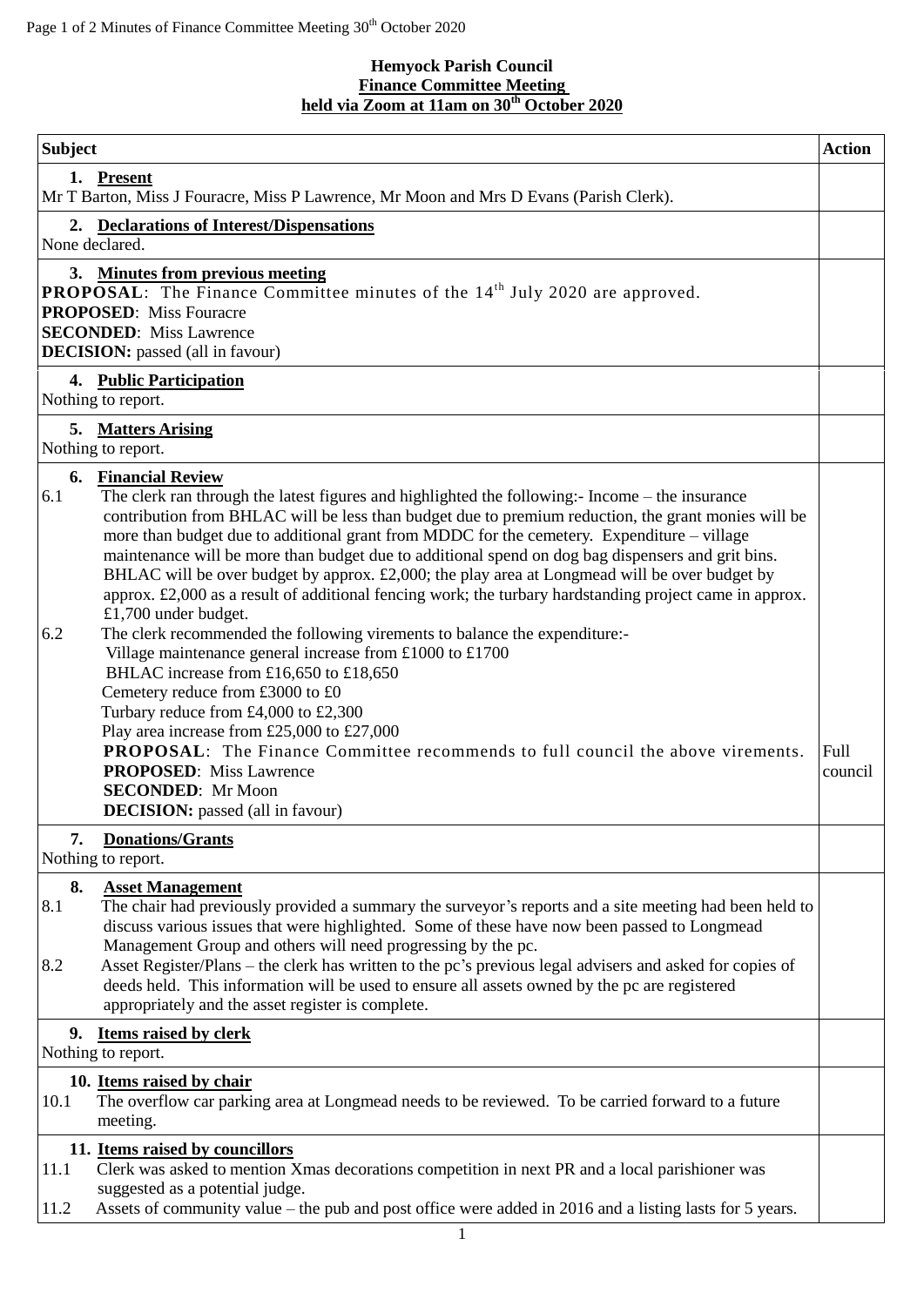**Hemyock Parish Council**
**Finance Committee Meeting**
**held via Zoom at 11am on 30th October 2020**

| Subject | Action |
|---|---|
| **1. Present**<br>Mr T Barton, Miss J Fouracre, Miss P Lawrence, Mr Moon and Mrs D Evans (Parish Clerk). | |
| **2. Declarations of Interest/Dispensations**<br>None declared. | |
| **3. Minutes from previous meeting**<br>**PROPOSAL**: The Finance Committee minutes of the 14th July 2020 are approved.<br>**PROPOSED**: Miss Fouracre<br>**SECONDED**: Miss Lawrence<br>**DECISION:** passed (all in favour) | |
| **4. Public Participation**<br>Nothing to report. | |
| **5. Matters Arising**<br>Nothing to report. | |
| **6. Financial Review**<br>6.1 The clerk ran through the latest figures and highlighted the following:- Income – the insurance contribution from BHLAC will be less than budget due to premium reduction, the grant monies will be more than budget due to additional grant from MDDC for the cemetery. Expenditure – village maintenance will be more than budget due to additional spend on dog bag dispensers and grit bins. BHLAC will be over budget by approx. £2,000; the play area at Longmead will be over budget by approx. £2,000 as a result of additional fencing work; the turbary hardstanding project came in approx. £1,700 under budget.<br>6.2 The clerk recommended the following virements to balance the expenditure:-<br>Village maintenance general increase from £1000 to £1700<br>BHLAC increase from £16,650 to £18,650<br>Cemetery reduce from £3000 to £0<br>Turbary reduce from £4,000 to £2,300<br>Play area increase from £25,000 to £27,000<br>**PROPOSAL**: The Finance Committee recommends to full council the above virements.<br>**PROPOSED**: Miss Lawrence<br>**SECONDED**: Mr Moon<br>**DECISION:** passed (all in favour) | Full council |
| **7. Donations/Grants**<br>Nothing to report. | |
| **8. Asset Management**<br>8.1 The chair had previously provided a summary the surveyor's reports and a site meeting had been held to discuss various issues that were highlighted. Some of these have now been passed to Longmead Management Group and others will need progressing by the pc.<br>8.2 Asset Register/Plans – the clerk has written to the pc's previous legal advisers and asked for copies of deeds held. This information will be used to ensure all assets owned by the pc are registered appropriately and the asset register is complete. | |
| **9. Items raised by clerk**<br>Nothing to report. | |
| **10. Items raised by chair**<br>10.1 The overflow car parking area at Longmead needs to be reviewed. To be carried forward to a future meeting. | |
| **11. Items raised by councillors**<br>11.1 Clerk was asked to mention Xmas decorations competition in next PR and a local parishioner was suggested as a potential judge.<br>11.2 Assets of community value – the pub and post office were added in 2016 and a listing lasts for 5 years. | |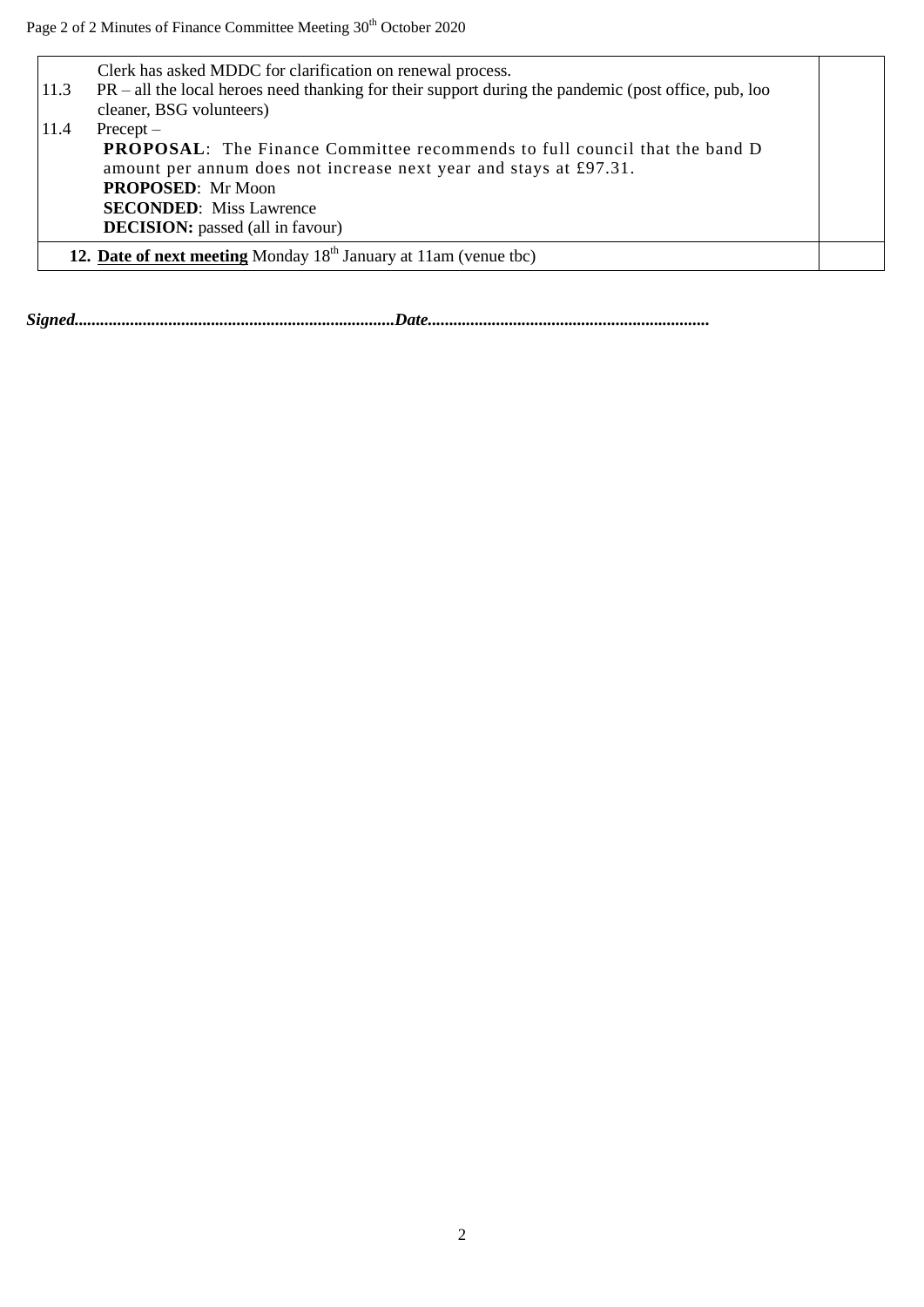| | | |
|---|---|---|
| | Clerk has asked MDDC for clarification on renewal process. | |
| 11.3 | PR – all the local heroes need thanking for their support during the pandemic (post office, pub, loo cleaner, BSG volunteers) | |
| 11.4 | Precept –<br>**PROPOSAL**: The Finance Committee recommends to full council that the band D amount per annum does not increase next year and stays at £97.31.<br>**PROPOSED**: Mr Moon<br>**SECONDED**: Miss Lawrence<br>**DECISION:** passed (all in favour) | |
| **12.** | **<u>Date of next meeting</u>** Monday 18th January at 11am (venue tbc) | |

***Signed.........................................................................Date................................................................***